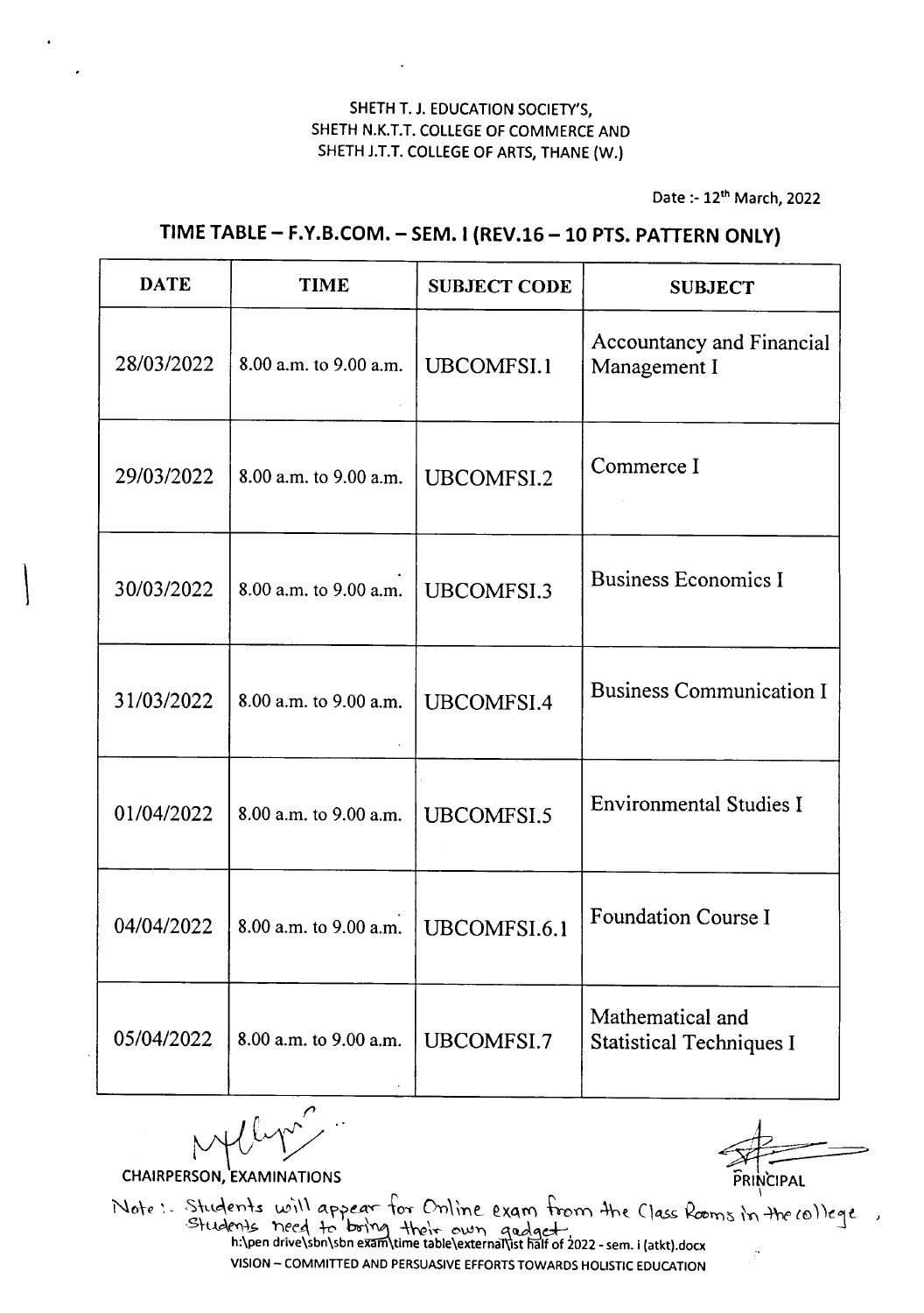SHETH T. J. EDUCATION SOCIETY'S,
SHETH N.K.T.T. COLLEGE OF COMMERCE AND
SHETH J.T.T. COLLEGE OF ARTS, THANE (W.)

Date :- 12th March, 2022

## TIME TABLE – F.Y.B.COM. – SEM. I (REV.16 – 10 PTS. PATTERN ONLY)

| DATE | TIME | SUBJECT CODE | SUBJECT |
|---|---|---|---|
| 28/03/2022 | 8.00 a.m. to 9.00 a.m. | UBCOMFSI.1 | Accountancy and Financial Management I |
| 29/03/2022 | 8.00 a.m. to 9.00 a.m. | UBCOMFSI.2 | Commerce I |
| 30/03/2022 | 8.00 a.m. to 9.00 a.m. | UBCOMFSI.3 | Business Economics I |
| 31/03/2022 | 8.00 a.m. to 9.00 a.m. | UBCOMFSI.4 | Business Communication I |
| 01/04/2022 | 8.00 a.m. to 9.00 a.m. | UBCOMFSI.5 | Environmental Studies I |
| 04/04/2022 | 8.00 a.m. to 9.00 a.m. | UBCOMFSI.6.1 | Foundation Course I |
| 05/04/2022 | 8.00 a.m. to 9.00 a.m. | UBCOMFSI.7 | Mathematical and Statistical Techniques I |

CHAIRPERSON, EXAMINATIONS

PRINCIPAL

Note :- Students will appear for Online exam from the Class Rooms in the college, Students need to bring their own gadget.

h:\pen drive\sbn\sbn exam\time table\external\ist half of 2022 - sem. i (atkt).docx

VISION – COMMITTED AND PERSUASIVE EFFORTS TOWARDS HOLISTIC EDUCATION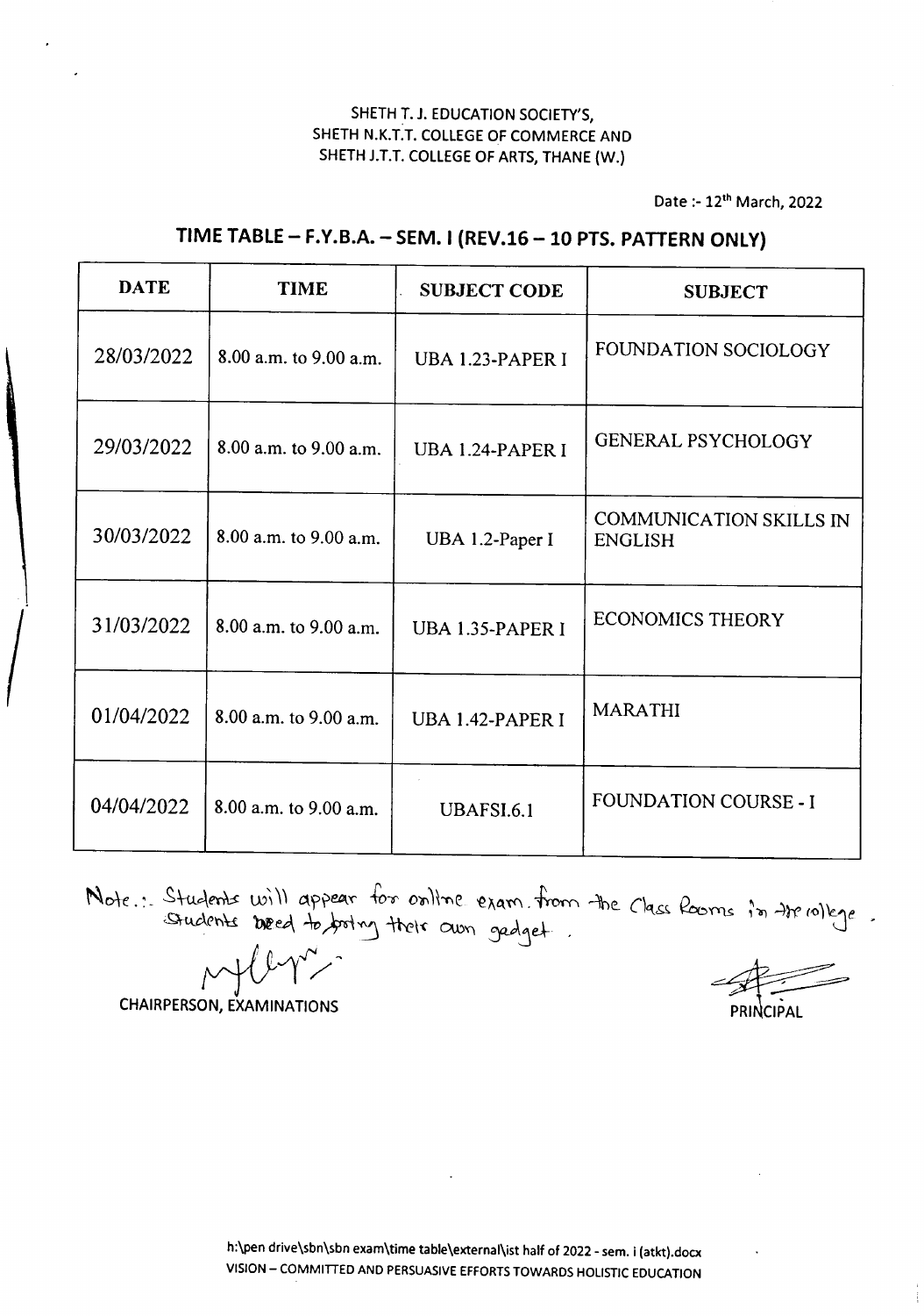SHETH T. J. EDUCATION SOCIETY'S,
SHETH N.K.T.T. COLLEGE OF COMMERCE AND
SHETH J.T.T. COLLEGE OF ARTS, THANE (W.)

Date :- 12th March, 2022

## TIME TABLE – F.Y.B.A. – SEM. I (REV.16 – 10 PTS. PATTERN ONLY)

| DATE | TIME | SUBJECT CODE | SUBJECT |
|---|---|---|---|
| 28/03/2022 | 8.00 a.m. to 9.00 a.m. | UBA 1.23-PAPER I | FOUNDATION SOCIOLOGY |
| 29/03/2022 | 8.00 a.m. to 9.00 a.m. | UBA 1.24-PAPER I | GENERAL PSYCHOLOGY |
| 30/03/2022 | 8.00 a.m. to 9.00 a.m. | UBA 1.2-Paper I | COMMUNICATION SKILLS IN ENGLISH |
| 31/03/2022 | 8.00 a.m. to 9.00 a.m. | UBA 1.35-PAPER I | ECONOMICS THEORY |
| 01/04/2022 | 8.00 a.m. to 9.00 a.m. | UBA 1.42-PAPER I | MARATHI |
| 04/04/2022 | 8.00 a.m. to 9.00 a.m. | UBAFSI.6.1 | FOUNDATION COURSE - I |

Note.:- Students will appear for online exam. from the Class Rooms in the college. Students need to bring their own gadget.

CHAIRPERSON, EXAMINATIONS

PRINCIPAL

h:\pen drive\sbn\sbn exam\time table\external\ist half of 2022 - sem. i (atkt).docx
VISION – COMMITTED AND PERSUASIVE EFFORTS TOWARDS HOLISTIC EDUCATION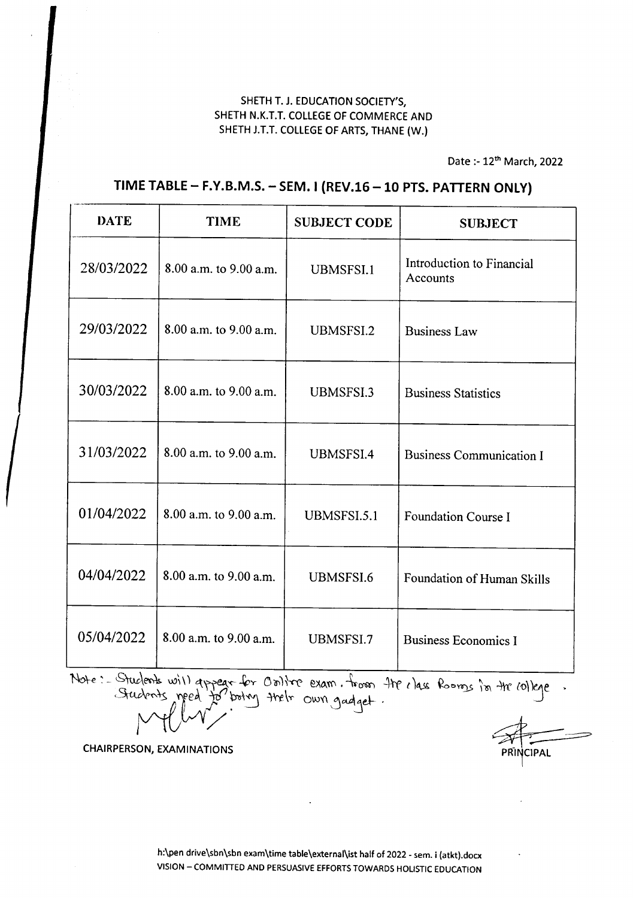SHETH T. J. EDUCATION SOCIETY'S,
SHETH N.K.T.T. COLLEGE OF COMMERCE AND
SHETH J.T.T. COLLEGE OF ARTS, THANE (W.)

Date :- 12th March, 2022

## TIME TABLE – F.Y.B.M.S. – SEM. I (REV.16 – 10 PTS. PATTERN ONLY)

| DATE | TIME | SUBJECT CODE | SUBJECT |
|---|---|---|---|
| 28/03/2022 | 8.00 a.m. to 9.00 a.m. | UBMSFSI.1 | Introduction to Financial Accounts |
| 29/03/2022 | 8.00 a.m. to 9.00 a.m. | UBMSFSI.2 | Business Law |
| 30/03/2022 | 8.00 a.m. to 9.00 a.m. | UBMSFSI.3 | Business Statistics |
| 31/03/2022 | 8.00 a.m. to 9.00 a.m. | UBMSFSI.4 | Business Communication I |
| 01/04/2022 | 8.00 a.m. to 9.00 a.m. | UBMSFSI.5.1 | Foundation Course I |
| 04/04/2022 | 8.00 a.m. to 9.00 a.m. | UBMSFSI.6 | Foundation of Human Skills |
| 05/04/2022 | 8.00 a.m. to 9.00 a.m. | UBMSFSI.7 | Business Economics I |

Note :- Students will appear for Online exam. from the class Rooms in the college. Students need to bring their own gadget.

CHAIRPERSON, EXAMINATIONS

PRINCIPAL

h:\pen drive\sbn\sbn exam\time table\external\ist half of 2022 - sem. i (atkt).docx
VISION – COMMITTED AND PERSUASIVE EFFORTS TOWARDS HOLISTIC EDUCATION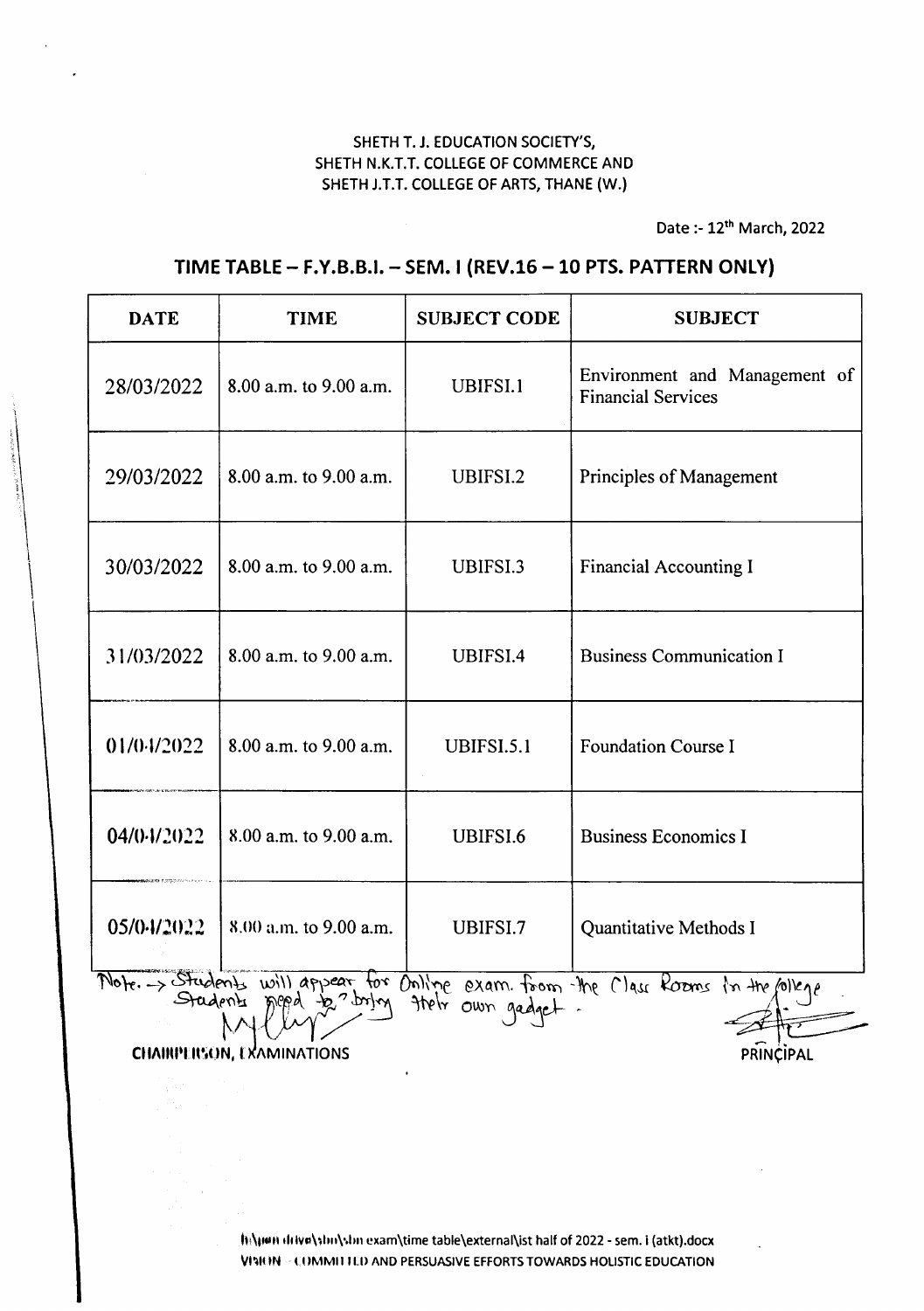SHETH T. J. EDUCATION SOCIETY'S,
SHETH N.K.T.T. COLLEGE OF COMMERCE AND
SHETH J.T.T. COLLEGE OF ARTS, THANE (W.)

Date :- 12th March, 2022

## TIME TABLE – F.Y.B.B.I. – SEM. I (REV.16 – 10 PTS. PATTERN ONLY)

| DATE | TIME | SUBJECT CODE | SUBJECT |
|---|---|---|---|
| 28/03/2022 | 8.00 a.m. to 9.00 a.m. | UBIFSI.1 | Environment and Management of Financial Services |
| 29/03/2022 | 8.00 a.m. to 9.00 a.m. | UBIFSI.2 | Principles of Management |
| 30/03/2022 | 8.00 a.m. to 9.00 a.m. | UBIFSI.3 | Financial Accounting I |
| 31/03/2022 | 8.00 a.m. to 9.00 a.m. | UBIFSI.4 | Business Communication I |
| 01/04/2022 | 8.00 a.m. to 9.00 a.m. | UBIFSI.5.1 | Foundation Course I |
| 04/04/2022 | 8.00 a.m. to 9.00 a.m. | UBIFSI.6 | Business Economics I |
| 05/04/2022 | 8.00 a.m. to 9.00 a.m. | UBIFSI.7 | Quantitative Methods I |

Note. → Students will appear for Online exam. from the Class Rooms in the College
Students need to bring their own gadget.

CHAIRPERSON, EXAMINATIONS

PRINCIPAL

h:\open drive\sbn\sbn exam\time table\external\ist half of 2022 - sem. i (atkt).docx

VISION – COMMITTED AND PERSUASIVE EFFORTS TOWARDS HOLISTIC EDUCATION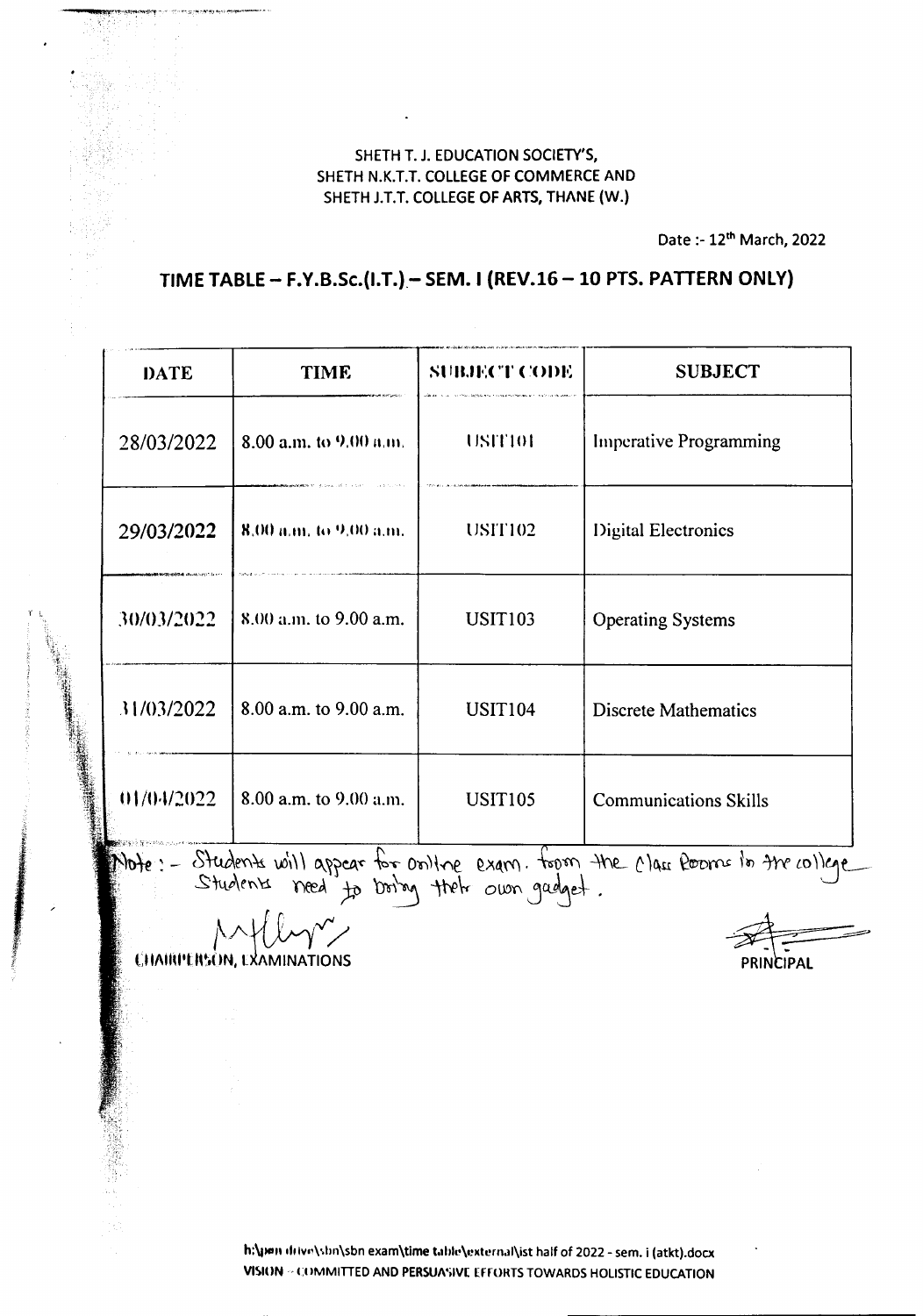SHETH T. J. EDUCATION SOCIETY'S,
SHETH N.K.T.T. COLLEGE OF COMMERCE AND
SHETH J.T.T. COLLEGE OF ARTS, THANE (W.)

Date :- 12th March, 2022

## TIME TABLE – F.Y.B.Sc.(I.T.) – SEM. I (REV.16 – 10 PTS. PATTERN ONLY)

| DATE | TIME | SUBJECT CODE | SUBJECT |
|---|---|---|---|
| 28/03/2022 | 8.00 a.m. to 9.00 a.m. | USIT101 | Imperative Programming |
| 29/03/2022 | 8.00 a.m. to 9.00 a.m. | USIT102 | Digital Electronics |
| 30/03/2022 | 8.00 a.m. to 9.00 a.m. | USIT103 | Operating Systems |
| 31/03/2022 | 8.00 a.m. to 9.00 a.m. | USIT104 | Discrete Mathematics |
| 01/04/2022 | 8.00 a.m. to 9.00 a.m. | USIT105 | Communications Skills |

Note :- Students will appear for online exam. from the Class Rooms in the college
Students need to bring their own gadget.

CHAIRPERSON, EXAMINATIONS

PRINCIPAL

h:\pen drive\sbn\sbn exam\time table\external\ist half of 2022 - sem. i (atkt).docx
VISION – COMMITTED AND PERSUASIVE EFFORTS TOWARDS HOLISTIC EDUCATION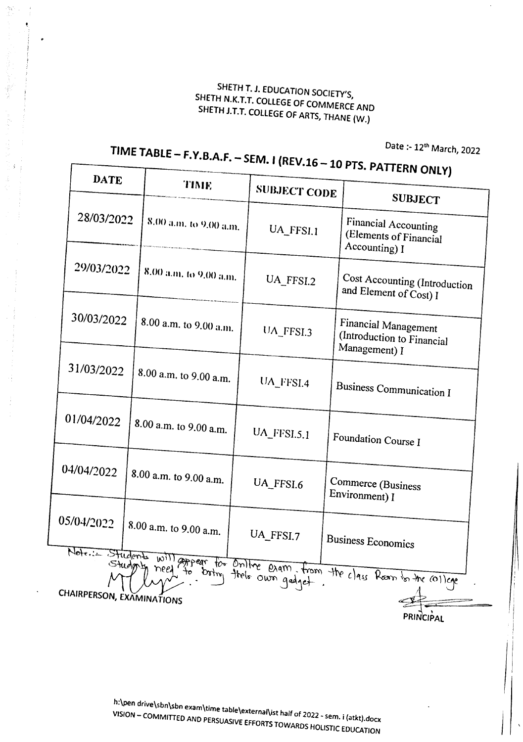SHETH T. J. EDUCATION SOCIETY'S,
SHETH N.K.T.T. COLLEGE OF COMMERCE AND
SHETH J.T.T. COLLEGE OF ARTS, THANE (W.)

Date :- 12th March, 2022

## TIME TABLE – F.Y.B.A.F. – SEM. I (REV.16 – 10 PTS. PATTERN ONLY)

| DATE | TIME | SUBJECT CODE | SUBJECT |
|---|---|---|---|
| 28/03/2022 | 8.00 a.m. to 9.00 a.m. | UA_FFSI.1 | Financial Accounting (Elements of Financial Accounting) I |
| 29/03/2022 | 8.00 a.m. to 9.00 a.m. | UA_FFSI.2 | Cost Accounting (Introduction and Element of Cost) I |
| 30/03/2022 | 8.00 a.m. to 9.00 a.m. | UA_FFSI.3 | Financial Management (Introduction to Financial Management) I |
| 31/03/2022 | 8.00 a.m. to 9.00 a.m. | UA_FFSI.4 | Business Communication I |
| 01/04/2022 | 8.00 a.m. to 9.00 a.m. | UA_FFSI.5.1 | Foundation Course I |
| 04/04/2022 | 8.00 a.m. to 9.00 a.m. | UA_FFSI.6 | Commerce (Business Environment) I |
| 05/04/2022 | 8.00 a.m. to 9.00 a.m. | UA_FFSI.7 | Business Economics |

Note:- Students will appear for Online exam from the class Room in the college.
Students need to bring their own gadget.

CHAIRPERSON, EXAMINATIONS

PRINCIPAL

h:\pen drive\sbn\sbn exam\time table\external\ist half of 2022 - sem. i (atkt).docx

VISION – COMMITTED AND PERSUASIVE EFFORTS TOWARDS HOLISTIC EDUCATION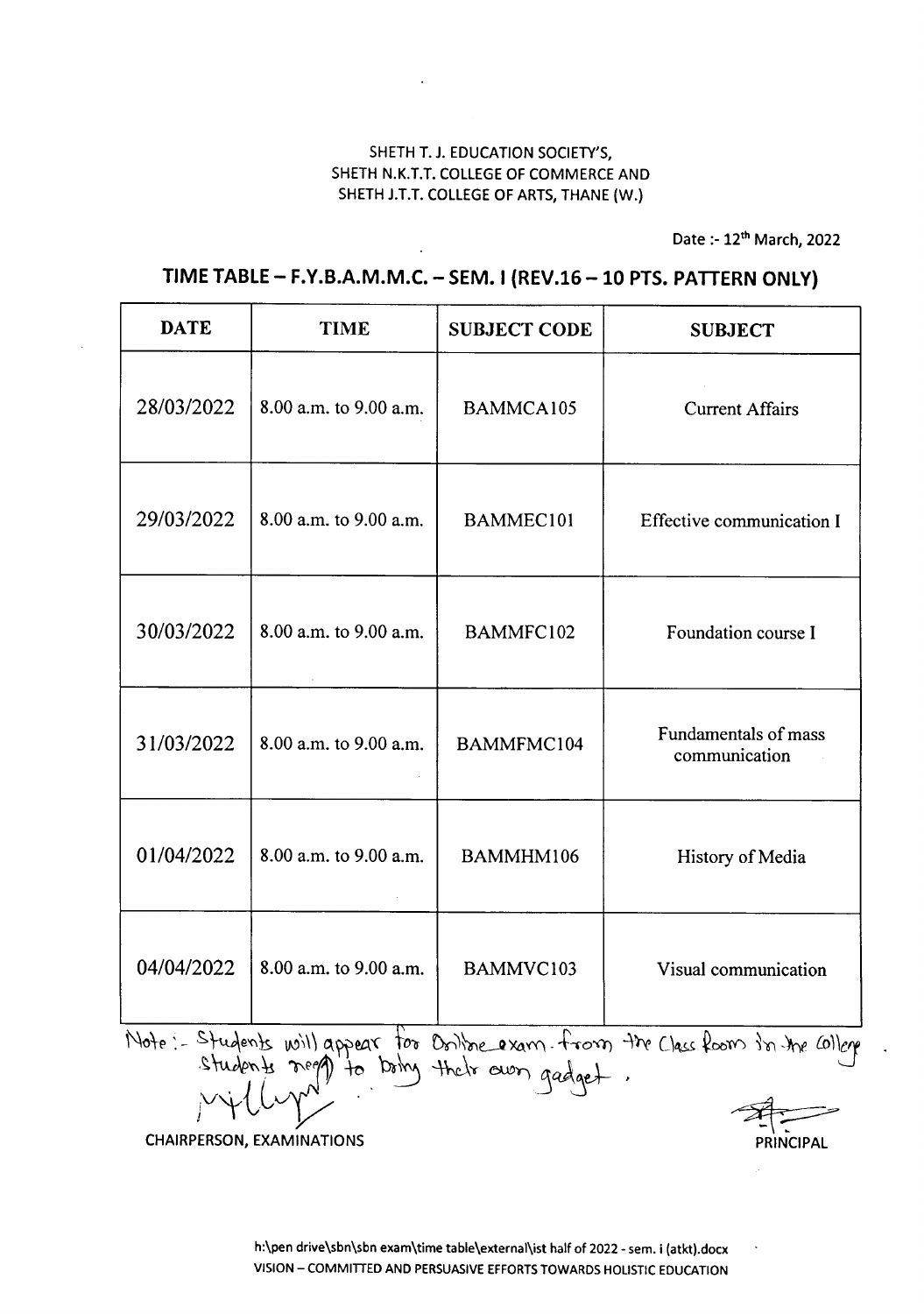SHETH T. J. EDUCATION SOCIETY'S,
SHETH N.K.T.T. COLLEGE OF COMMERCE AND
SHETH J.T.T. COLLEGE OF ARTS, THANE (W.)

Date :- 12th March, 2022

## TIME TABLE – F.Y.B.A.M.M.C. – SEM. I (REV.16 – 10 PTS. PATTERN ONLY)

| DATE | TIME | SUBJECT CODE | SUBJECT |
|---|---|---|---|
| 28/03/2022 | 8.00 a.m. to 9.00 a.m. | BAMMCA105 | Current Affairs |
| 29/03/2022 | 8.00 a.m. to 9.00 a.m. | BAMMEC101 | Effective communication I |
| 30/03/2022 | 8.00 a.m. to 9.00 a.m. | BAMMFC102 | Foundation course I |
| 31/03/2022 | 8.00 a.m. to 9.00 a.m. | BAMMFMC104 | Fundamentals of mass communication |
| 01/04/2022 | 8.00 a.m. to 9.00 a.m. | BAMMHM106 | History of Media |
| 04/04/2022 | 8.00 a.m. to 9.00 a.m. | BAMMVC103 | Visual communication |

Note :- Students will appear for Online exam from the Class Room in the College. students need to bring their own gadget.

CHAIRPERSON, EXAMINATIONS

PRINCIPAL

h:\pen drive\sbn\sbn exam\time table\external\ist half of 2022 - sem. i (atkt).docx
VISION – COMMITTED AND PERSUASIVE EFFORTS TOWARDS HOLISTIC EDUCATION